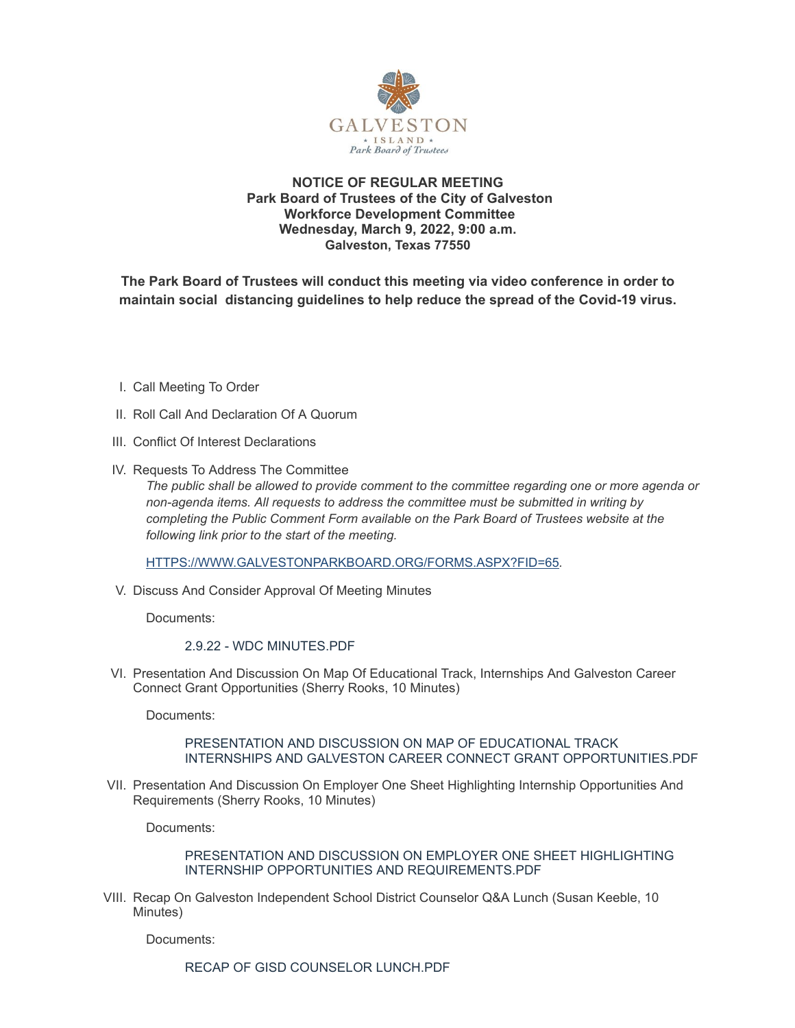GALVESTON
★ ISLAND ★
Park Board of Trustees

**NOTICE OF REGULAR MEETING**
**Park Board of Trustees of the City of Galveston**
**Workforce Development Committee**
**Wednesday, March 9, 2022, 9:00 a.m.**
**Galveston, Texas 77550**

**The Park Board of Trustees will conduct this meeting via video conference in order to maintain social distancing guidelines to help reduce the spread of the Covid-19 virus.**

I. Call Meeting To Order

II. Roll Call And Declaration Of A Quorum

III. Conflict Of Interest Declarations

IV. Requests To Address The Committee

*The public shall be allowed to provide comment to the committee regarding one or more agenda or non-agenda items. All requests to address the committee must be submitted in writing by completing the Public Comment Form available on the Park Board of Trustees website at the following link prior to the start of the meeting.*

[HTTPS://WWW.GALVESTONPARKBOARD.ORG/FORMS.ASPX?FID=65](HTTPS://WWW.GALVESTONPARKBOARD.ORG/FORMS.ASPX?FID=65).

V. Discuss And Consider Approval Of Meeting Minutes

Documents:

2.9.22 - WDC MINUTES.PDF

VI. Presentation And Discussion On Map Of Educational Track, Internships And Galveston Career Connect Grant Opportunities (Sherry Rooks, 10 Minutes)

Documents:

PRESENTATION AND DISCUSSION ON MAP OF EDUCATIONAL TRACK INTERNSHIPS AND GALVESTON CAREER CONNECT GRANT OPPORTUNITIES.PDF

VII. Presentation And Discussion On Employer One Sheet Highlighting Internship Opportunities And Requirements (Sherry Rooks, 10 Minutes)

Documents:

PRESENTATION AND DISCUSSION ON EMPLOYER ONE SHEET HIGHLIGHTING INTERNSHIP OPPORTUNITIES AND REQUIREMENTS.PDF

VIII. Recap On Galveston Independent School District Counselor Q&A Lunch (Susan Keeble, 10 Minutes)

Documents:

RECAP OF GISD COUNSELOR LUNCH.PDF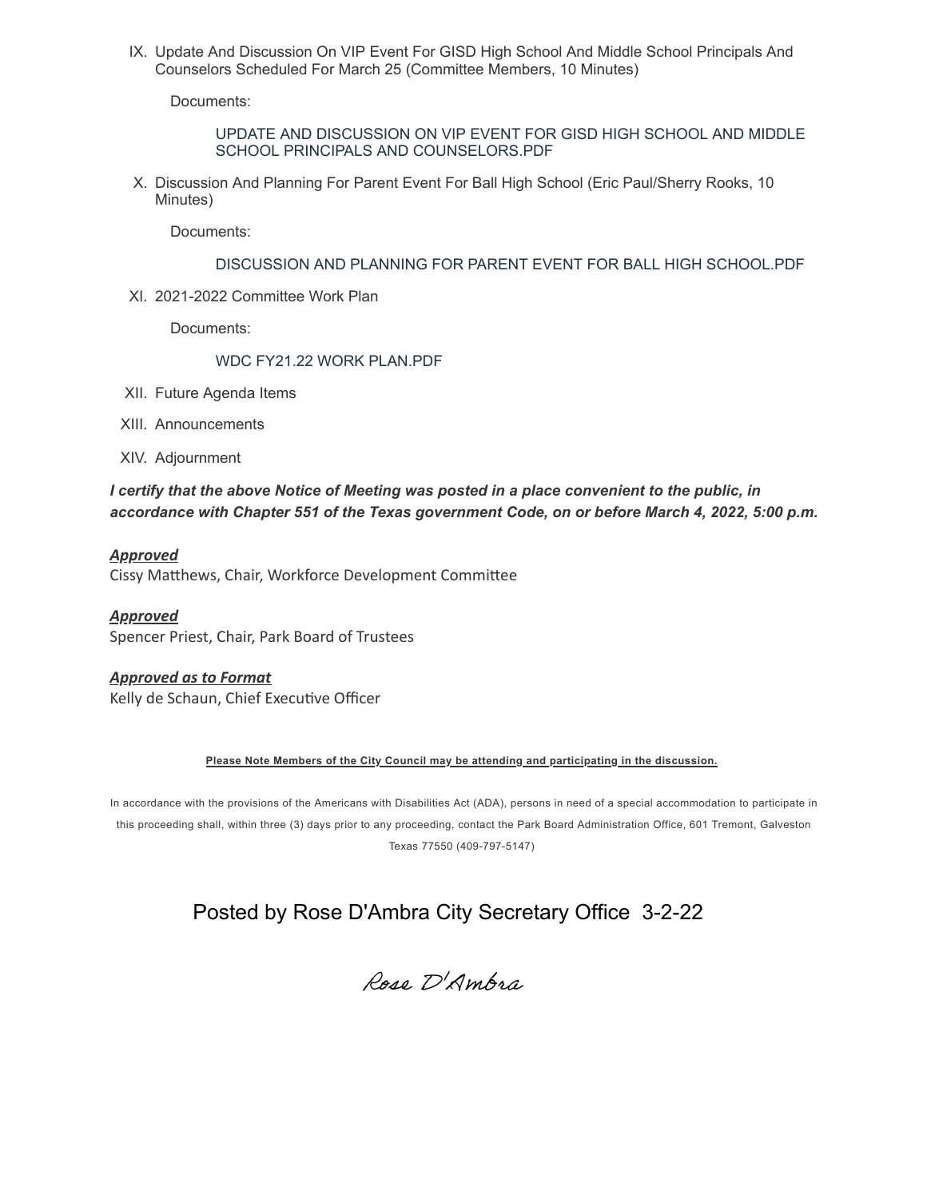IX. Update And Discussion On VIP Event For GISD High School And Middle School Principals And Counselors Scheduled For March 25 (Committee Members, 10 Minutes)

Documents:

UPDATE AND DISCUSSION ON VIP EVENT FOR GISD HIGH SCHOOL AND MIDDLE SCHOOL PRINCIPALS AND COUNSELORS.PDF

X. Discussion And Planning For Parent Event For Ball High School (Eric Paul/Sherry Rooks, 10 Minutes)

Documents:

DISCUSSION AND PLANNING FOR PARENT EVENT FOR BALL HIGH SCHOOL.PDF

XI. 2021-2022 Committee Work Plan

Documents:

WDC FY21.22 WORK PLAN.PDF

XII. Future Agenda Items

XIII. Announcements

XIV. Adjournment

***I certify that the above Notice of Meeting was posted in a place convenient to the public, in accordance with Chapter 551 of the Texas government Code, on or before March 4, 2022, 5:00 p.m.***

***Approved***
Cissy Matthews, Chair, Workforce Development Committee

***Approved***
Spencer Priest, Chair, Park Board of Trustees

***Approved as to Format***
Kelly de Schaun, Chief Executive Officer

**Please Note Members of the City Council may be attending and participating in the discussion.**

In accordance with the provisions of the Americans with Disabilities Act (ADA), persons in need of a special accommodation to participate in this proceeding shall, within three (3) days prior to any proceeding, contact the Park Board Administration Office, 601 Tremont, Galveston Texas 77550 (409-797-5147)

Posted by Rose D'Ambra City Secretary Office 3-2-22

Rose D'Ambra